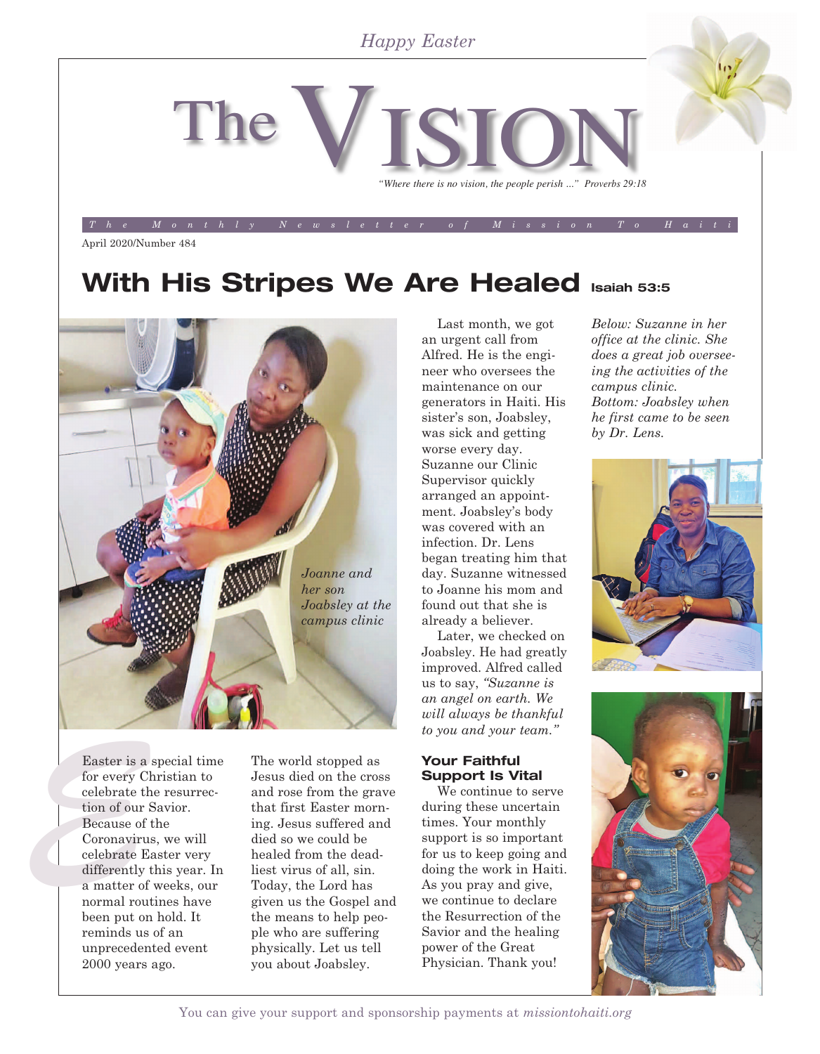*Happy Easter*

# The VISION

*"Where there is no vision, the people perish ..." Proverbs 29:18*

*The Monthly Newsletter of Mission To Haiti*

April 2020/Number 484

## With His Stripes We Are Healed Isaiah 53:5

*Joanne and her son Joabsley at the campus clinic*

Easter is a special time for every Christian to celebrate the resurrection of our Savior. Because of the Coronavirus, we will celebrate Easter very differently this year. In a matter of weeks, our normal routines have been put on hold. It reminds us of an unprecedented event 2000 years ago.

The world stopped as Jesus died on the cross and rose from the grave that first Easter morning. Jesus suffered and died so we could be healed from the deadliest virus of all, sin. Today, the Lord has given us the Gospel and the means to help people who are suffering physically. Let us tell you about Joabsley.

Last month, we got an urgent call from Alfred. He is the engineer who oversees the maintenance on our generators in Haiti. His sister's son, Joabsley, was sick and getting worse every day. Suzanne our Clinic Supervisor quickly arranged an appointment. Joabsley's body was covered with an infection. Dr. Lens began treating him that day. Suzanne witnessed to Joanne his mom and found out that she is already a believer.

Later, we checked on Joabsley. He had greatly improved. Alfred called us to say, *"Suzanne is an angel on earth. We will always be thankful to you and your team."*

### Your Faithful Support Is Vital

We continue to serve during these uncertain times. Your monthly support is so important for us to keep going and doing the work in Haiti. As you pray and give, we continue to declare the Resurrection of the Savior and the healing power of the Great Physician. Thank you!

*Below: Suzanne in her office at the clinic. She does a great job overseeing the activities of the campus clinic.*
*Bottom: Joabsley when he first came to be seen by Dr. Lens.*

You can give your support and sponsorship payments at *missiontohaiti.org*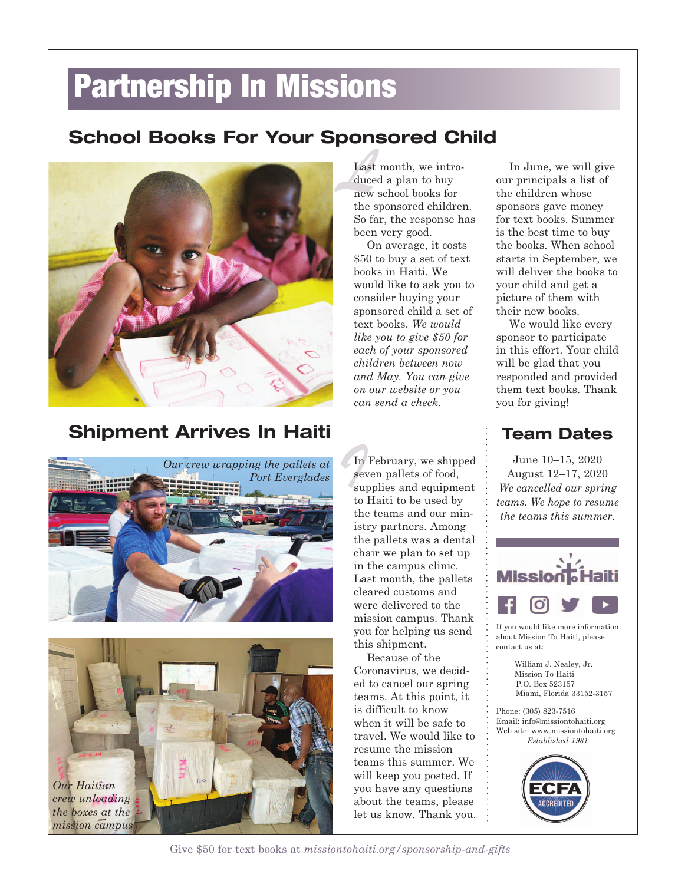# Partnership In Missions

## School Books For Your Sponsored Child

Last month, we introduced a plan to buy new school books for the sponsored children. So far, the response has been very good.

On average, it costs $50 to buy a set of text books in Haiti. We would like to ask you to consider buying your sponsored child a set of text books. *We would like you to give $50 for each of your sponsored children between now and May. You can give on our website or you can send a check.*

In June, we will give our principals a list of the children whose sponsors gave money for text books. Summer is the best time to buy the books. When school starts in September, we will deliver the books to your child and get a picture of them with their new books.

We would like every sponsor to participate in this effort. Your child will be glad that you responded and provided them text books. Thank you for giving!

## Shipment Arrives In Haiti

*Our crew wrapping the pallets at Port Everglades*

*Our Haitian crew unloading the boxes at the mission campus*

In February, we shipped seven pallets of food, supplies and equipment to Haiti to be used by the teams and our ministry partners. Among the pallets was a dental chair we plan to set up in the campus clinic. Last month, the pallets cleared customs and were delivered to the mission campus. Thank you for helping us send this shipment.

Because of the Coronavirus, we decided to cancel our spring teams. At this point, it is difficult to know when it will be safe to travel. We would like to resume the mission teams this summer. We will keep you posted. If you have any questions about the teams, please let us know. Thank you.

## Team Dates

June 10–15, 2020
August 12–17, 2020
*We cancelled our spring teams. We hope to resume the teams this summer.*

Mission To Haiti

If you would like more information about Mission To Haiti, please contact us at:

William J. Nealey, Jr.
Mission To Haiti
P.O. Box 523157
Miami, Florida 33152-3157

Phone: (305) 823-7516
Email: info@missiontohaiti.org
Web site: www.missiontohaiti.org
*Established 1981*

ECFA ACCREDITED

Give $50 for text books at *missiontohaiti.org/sponsorship-and-gifts*